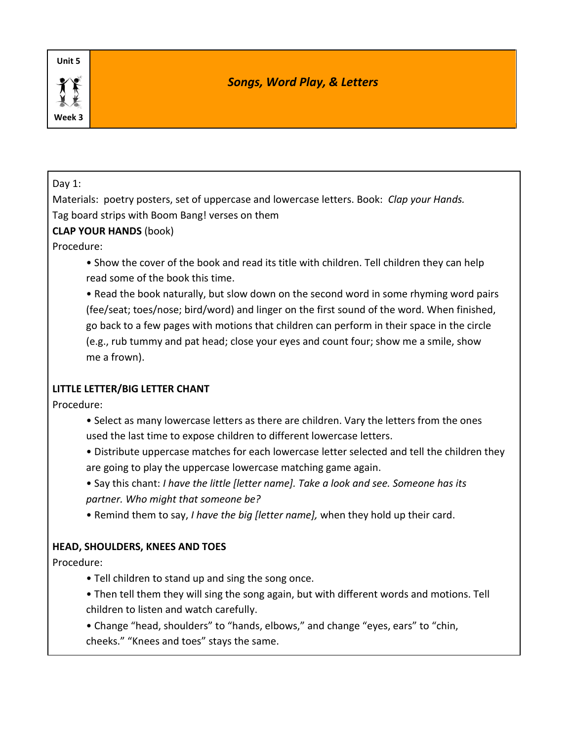Unit 5

Week 3

# *Songs, Word Play, & Letters*

Day 1:

Materials: poetry posters, set of uppercase and lowercase letters. Book: *Clap your Hands.*

Tag board strips with Boom Bang! verses on them

**CLAP YOUR HANDS** (book)

Procedure:

- Show the cover of the book and read its title with children. Tell children they can help read some of the book this time.
- Read the book naturally, but slow down on the second word in some rhyming word pairs (fee/seat; toes/nose; bird/word) and linger on the first sound of the word. When finished, go back to a few pages with motions that children can perform in their space in the circle (e.g., rub tummy and pat head; close your eyes and count four; show me a smile, show me a frown).

**LITTLE LETTER/BIG LETTER CHANT**

Procedure:

- Select as many lowercase letters as there are children. Vary the letters from the ones used the last time to expose children to different lowercase letters.
- Distribute uppercase matches for each lowercase letter selected and tell the children they are going to play the uppercase lowercase matching game again.
- Say this chant: *I have the little [letter name]. Take a look and see. Someone has its partner. Who might that someone be?*
- Remind them to say, *I have the big [letter name],* when they hold up their card.

**HEAD, SHOULDERS, KNEES AND TOES**

Procedure:

- Tell children to stand up and sing the song once.
- Then tell them they will sing the song again, but with different words and motions. Tell children to listen and watch carefully.
- Change "head, shoulders" to "hands, elbows," and change "eyes, ears" to "chin, cheeks." "Knees and toes" stays the same.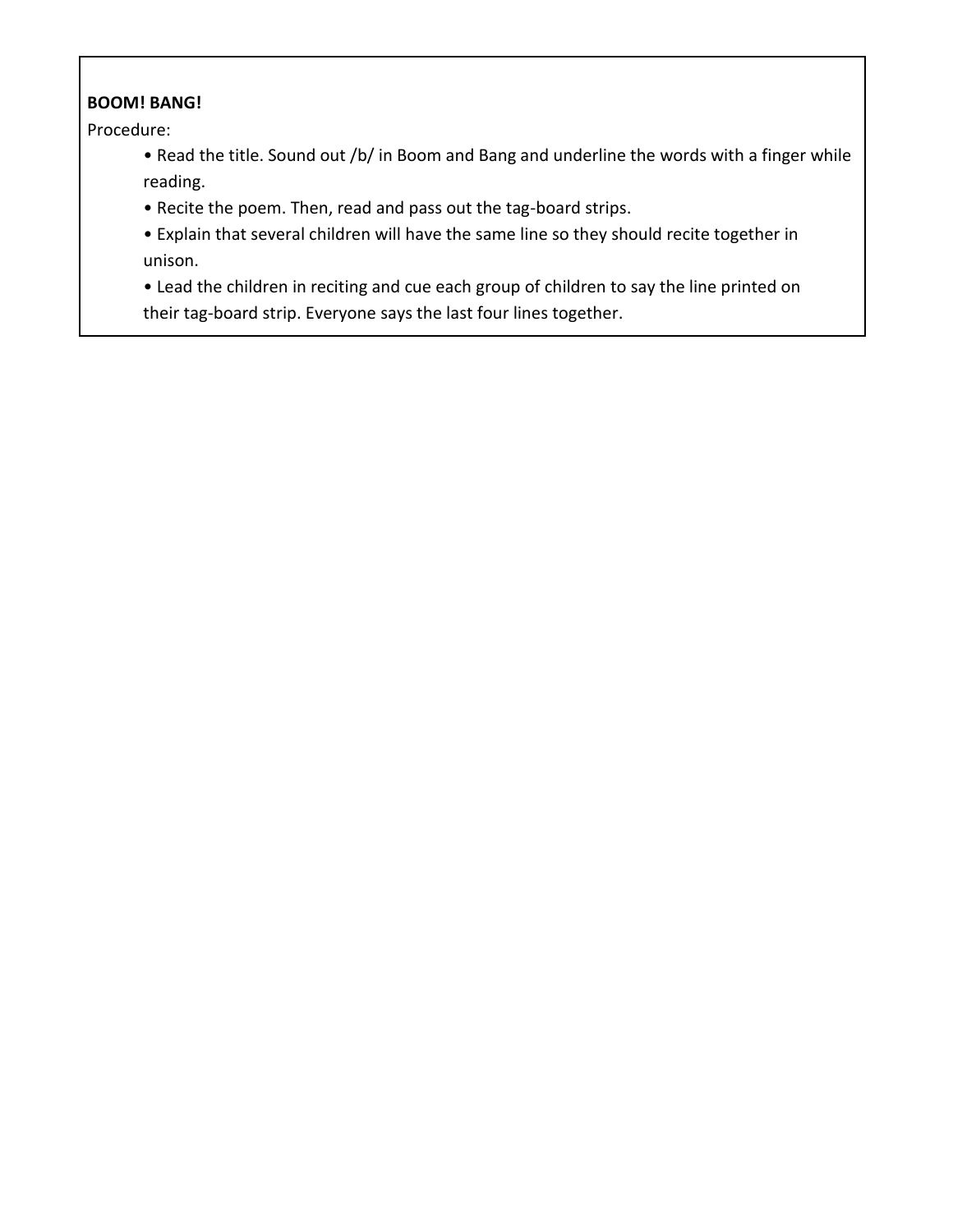**BOOM! BANG!**

Procedure:

- Read the title. Sound out /b/ in Boom and Bang and underline the words with a finger while reading.
- Recite the poem. Then, read and pass out the tag-board strips.
- Explain that several children will have the same line so they should recite together in unison.
- Lead the children in reciting and cue each group of children to say the line printed on their tag-board strip. Everyone says the last four lines together.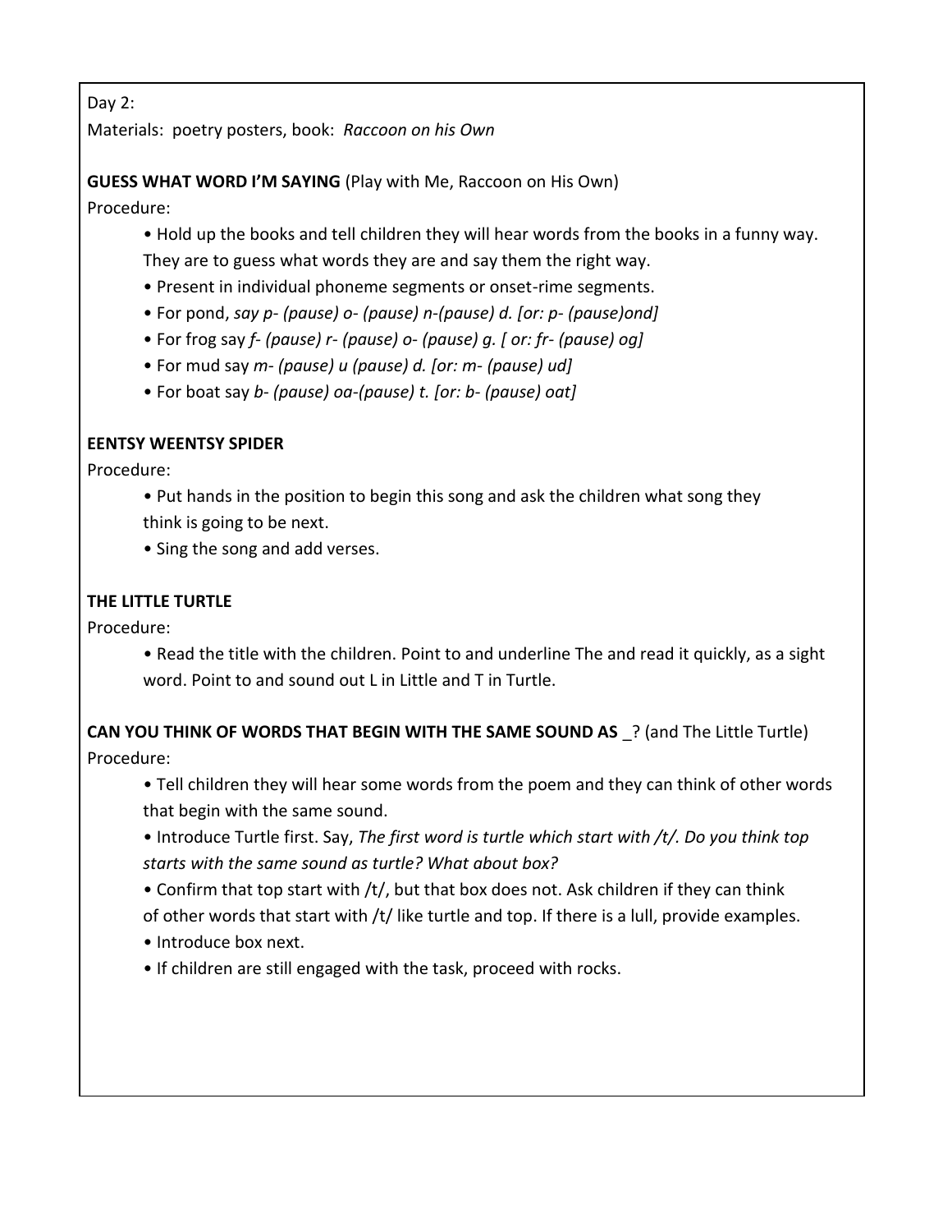Day 2:

Materials: poetry posters, book: *Raccoon on his Own*

**GUESS WHAT WORD I'M SAYING** (Play with Me, Raccoon on His Own)

Procedure:

- Hold up the books and tell children they will hear words from the books in a funny way. They are to guess what words they are and say them the right way.
- Present in individual phoneme segments or onset-rime segments.
- For pond, *say p- (pause) o- (pause) n-(pause) d. [or: p- (pause)ond]*
- For frog say *f- (pause) r- (pause) o- (pause) g. [ or: fr- (pause) og]*
- For mud say *m- (pause) u (pause) d. [or: m- (pause) ud]*
- For boat say *b- (pause) oa-(pause) t. [or: b- (pause) oat]*

**EENTSY WEENTSY SPIDER**

Procedure:

- Put hands in the position to begin this song and ask the children what song they think is going to be next.
- Sing the song and add verses.

**THE LITTLE TURTLE**

Procedure:

- Read the title with the children. Point to and underline The and read it quickly, as a sight word. Point to and sound out L in Little and T in Turtle.

**CAN YOU THINK OF WORDS THAT BEGIN WITH THE SAME SOUND AS** _? (and The Little Turtle)

Procedure:

- Tell children they will hear some words from the poem and they can think of other words that begin with the same sound.
- Introduce Turtle first. Say, *The first word is turtle which start with /t/. Do you think top starts with the same sound as turtle? What about box?*
- Confirm that top start with /t/, but that box does not. Ask children if they can think of other words that start with /t/ like turtle and top. If there is a lull, provide examples.
- Introduce box next.
- If children are still engaged with the task, proceed with rocks.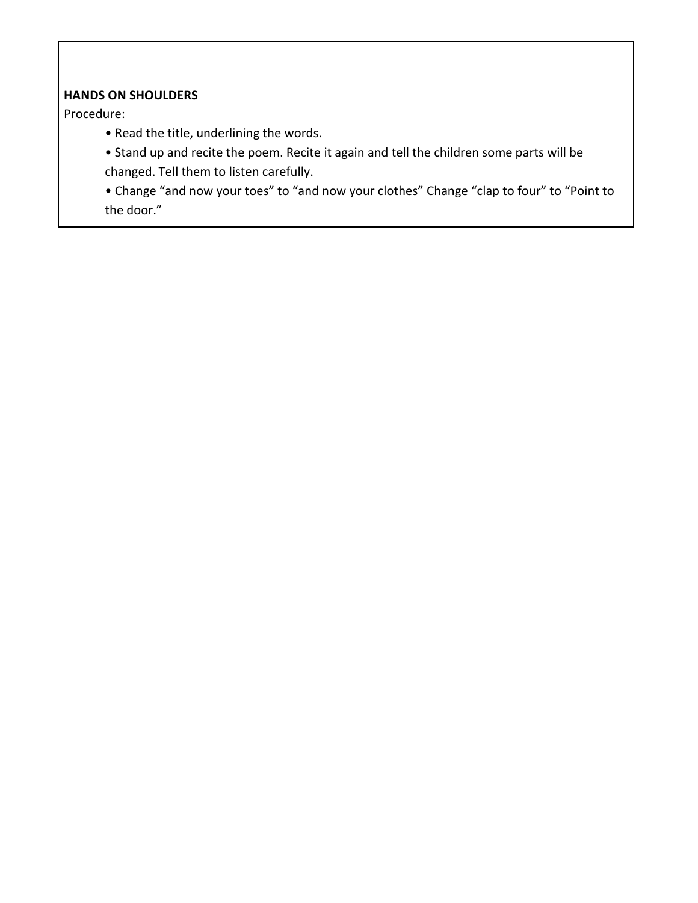**HANDS ON SHOULDERS**

Procedure:

- Read the title, underlining the words.
- Stand up and recite the poem. Recite it again and tell the children some parts will be changed. Tell them to listen carefully.
- Change “and now your toes” to “and now your clothes” Change “clap to four” to “Point to the door.”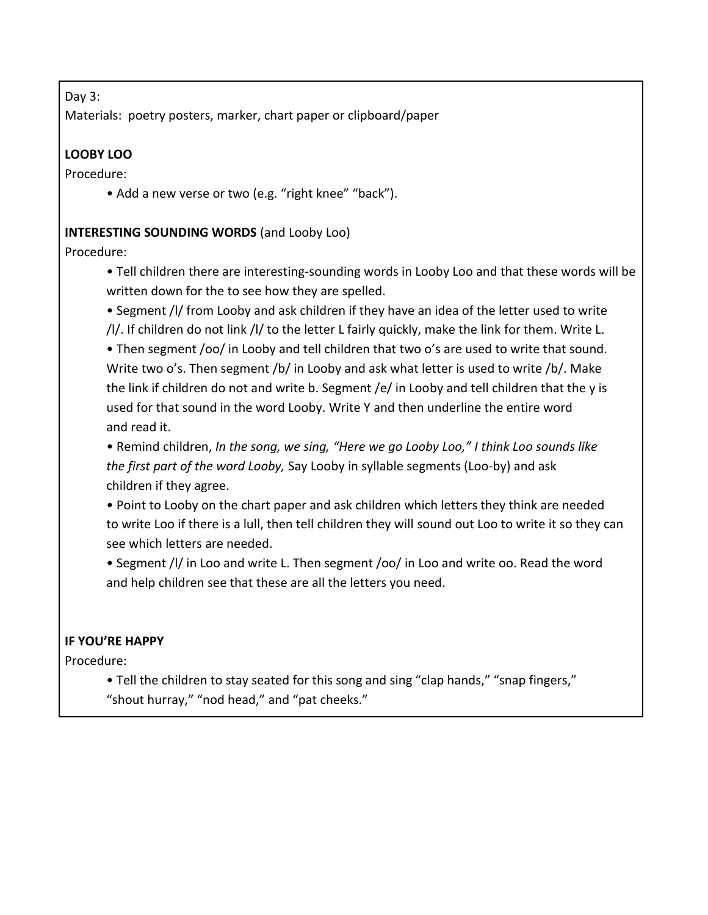Day 3:

Materials: poetry posters, marker, chart paper or clipboard/paper

**LOOBY LOO**

Procedure:

- Add a new verse or two (e.g. "right knee" "back").

**INTERESTING SOUNDING WORDS** (and Looby Loo)

Procedure:

- Tell children there are interesting-sounding words in Looby Loo and that these words will be written down for the to see how they are spelled.
- Segment /l/ from Looby and ask children if they have an idea of the letter used to write /l/. If children do not link /l/ to the letter L fairly quickly, make the link for them. Write L.
- Then segment /oo/ in Looby and tell children that two o's are used to write that sound. Write two o's. Then segment /b/ in Looby and ask what letter is used to write /b/. Make the link if children do not and write b. Segment /e/ in Looby and tell children that the y is used for that sound in the word Looby. Write Y and then underline the entire word and read it.
- Remind children, *In the song, we sing, "Here we go Looby Loo," I think Loo sounds like the first part of the word Looby,* Say Looby in syllable segments (Loo-by) and ask children if they agree.
- Point to Looby on the chart paper and ask children which letters they think are needed to write Loo if there is a lull, then tell children they will sound out Loo to write it so they can see which letters are needed.
- Segment /l/ in Loo and write L. Then segment /oo/ in Loo and write oo. Read the word and help children see that these are all the letters you need.

**IF YOU'RE HAPPY**

Procedure:

- Tell the children to stay seated for this song and sing "clap hands," "snap fingers," "shout hurray," "nod head," and "pat cheeks."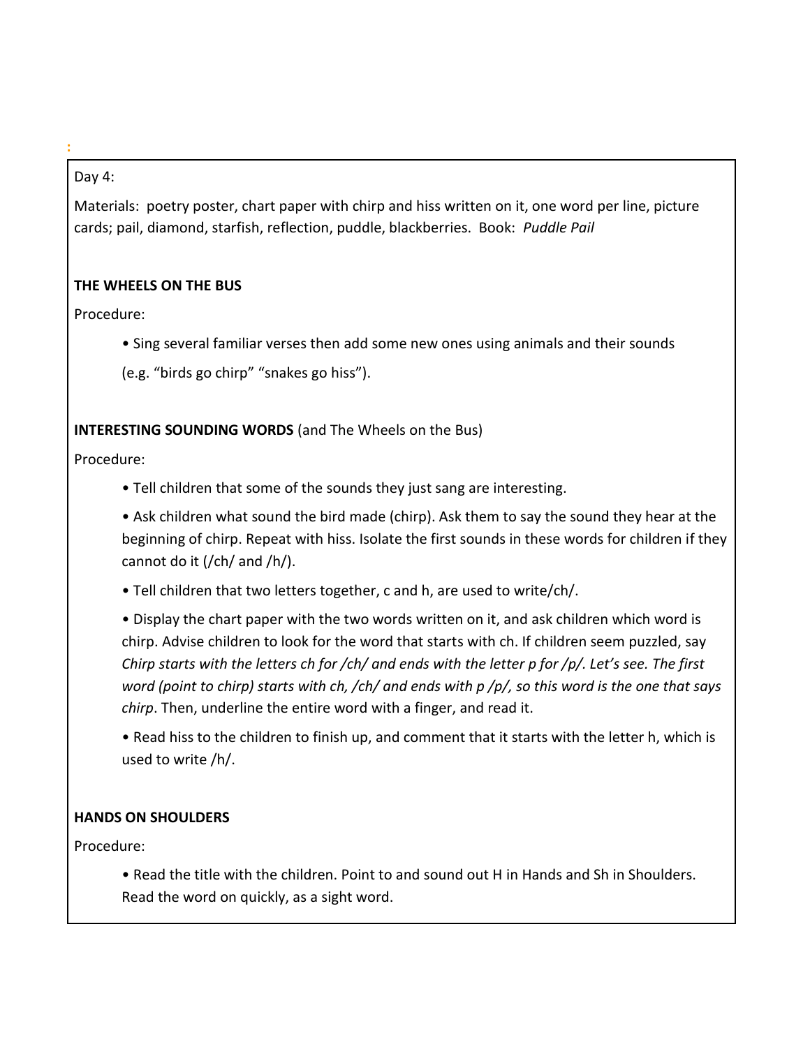:

Day 4:

Materials: poetry poster, chart paper with chirp and hiss written on it, one word per line, picture cards; pail, diamond, starfish, reflection, puddle, blackberries. Book: *Puddle Pail*

**THE WHEELS ON THE BUS**

Procedure:

- Sing several familiar verses then add some new ones using animals and their sounds (e.g. "birds go chirp" "snakes go hiss").

**INTERESTING SOUNDING WORDS** (and The Wheels on the Bus)

Procedure:

- Tell children that some of the sounds they just sang are interesting.
- Ask children what sound the bird made (chirp). Ask them to say the sound they hear at the beginning of chirp. Repeat with hiss. Isolate the first sounds in these words for children if they cannot do it (/ch/ and /h/).
- Tell children that two letters together, c and h, are used to write/ch/.
- Display the chart paper with the two words written on it, and ask children which word is chirp. Advise children to look for the word that starts with ch. If children seem puzzled, say *Chirp starts with the letters ch for /ch/ and ends with the letter p for /p/. Let's see. The first word (point to chirp) starts with ch, /ch/ and ends with p /p/, so this word is the one that says chirp*. Then, underline the entire word with a finger, and read it.
- Read hiss to the children to finish up, and comment that it starts with the letter h, which is used to write /h/.

**HANDS ON SHOULDERS**

Procedure:

- Read the title with the children. Point to and sound out H in Hands and Sh in Shoulders. Read the word on quickly, as a sight word.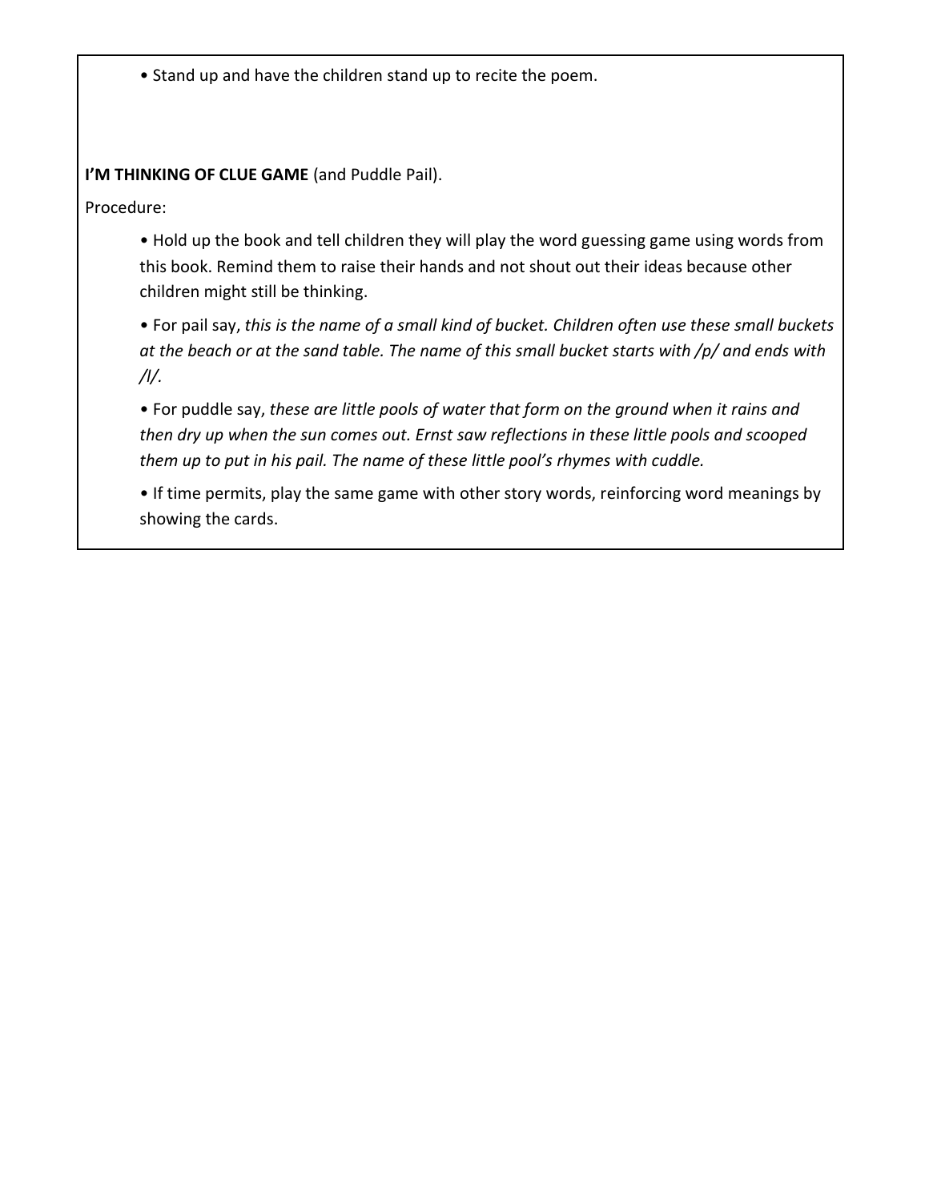- Stand up and have the children stand up to recite the poem.

**I'M THINKING OF CLUE GAME** (and Puddle Pail).

Procedure:

- Hold up the book and tell children they will play the word guessing game using words from this book. Remind them to raise their hands and not shout out their ideas because other children might still be thinking.
- For pail say, *this is the name of a small kind of bucket. Children often use these small buckets at the beach or at the sand table. The name of this small bucket starts with /p/ and ends with /l/.*
- For puddle say, *these are little pools of water that form on the ground when it rains and then dry up when the sun comes out. Ernst saw reflections in these little pools and scooped them up to put in his pail. The name of these little pool's rhymes with cuddle.*
- If time permits, play the same game with other story words, reinforcing word meanings by showing the cards.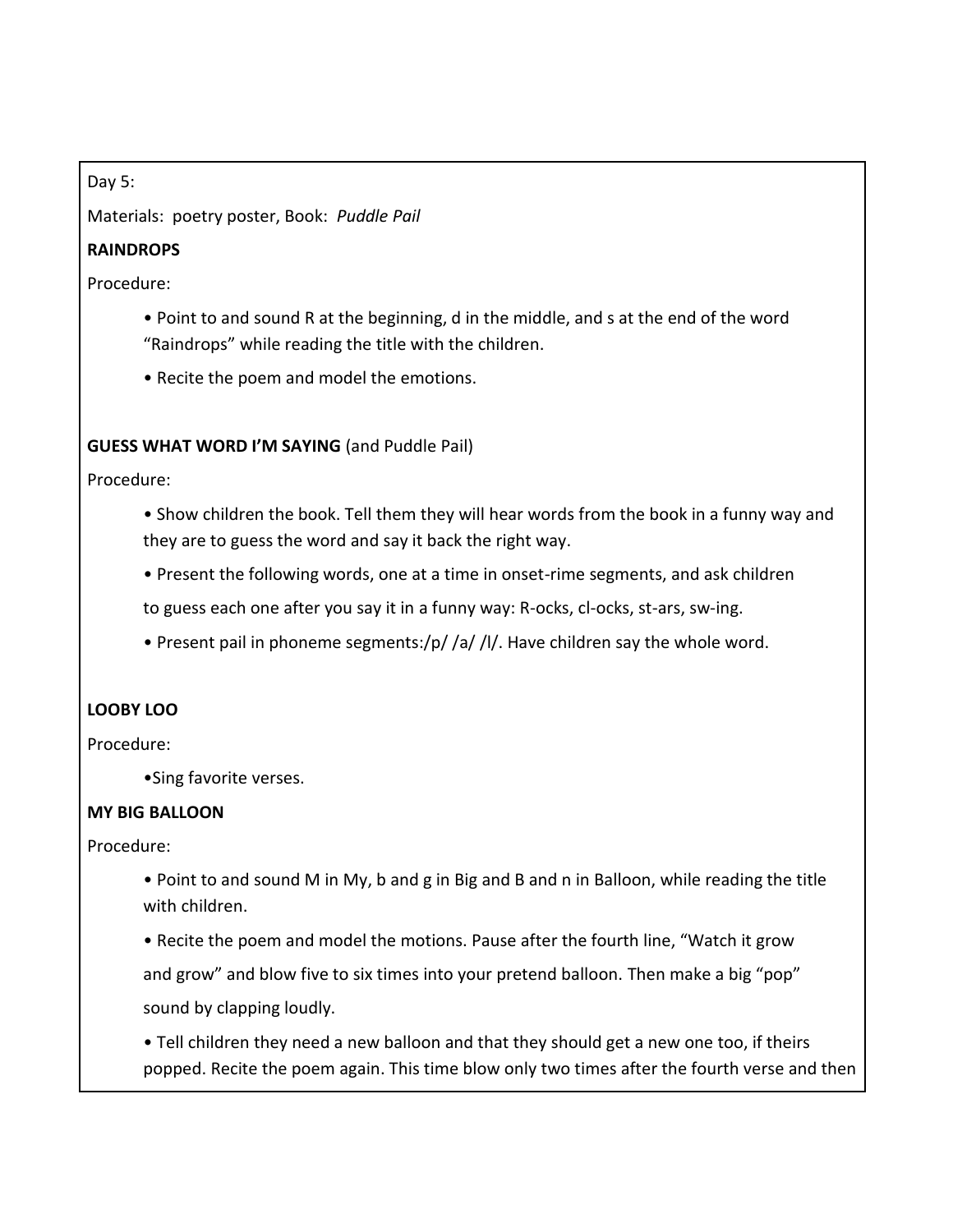Day 5:

Materials: poetry poster, Book: *Puddle Pail*

**RAINDROPS**

Procedure:

- Point to and sound R at the beginning, d in the middle, and s at the end of the word "Raindrops" while reading the title with the children.
- Recite the poem and model the emotions.

**GUESS WHAT WORD I'M SAYING** (and Puddle Pail)

Procedure:

- Show children the book. Tell them they will hear words from the book in a funny way and they are to guess the word and say it back the right way.
- Present the following words, one at a time in onset-rime segments, and ask children to guess each one after you say it in a funny way: R-ocks, cl-ocks, st-ars, sw-ing.
- Present pail in phoneme segments:/p/ /a/ /l/. Have children say the whole word.

**LOOBY LOO**

Procedure:

- Sing favorite verses.

**MY BIG BALLOON**

Procedure:

- Point to and sound M in My, b and g in Big and B and n in Balloon, while reading the title with children.
- Recite the poem and model the motions. Pause after the fourth line, "Watch it grow and grow" and blow five to six times into your pretend balloon. Then make a big "pop" sound by clapping loudly.
- Tell children they need a new balloon and that they should get a new one too, if theirs popped. Recite the poem again. This time blow only two times after the fourth verse and then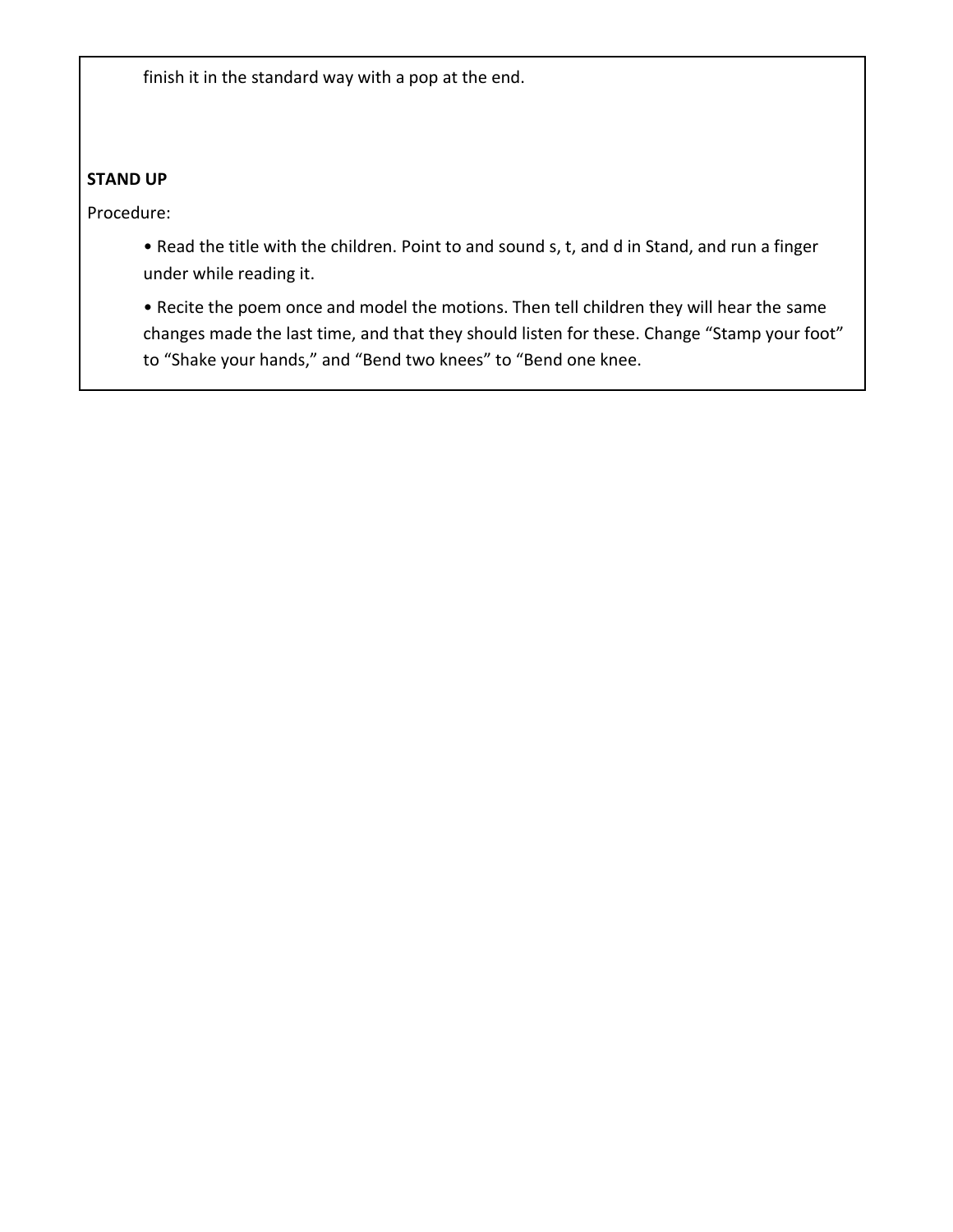finish it in the standard way with a pop at the end.

**STAND UP**

Procedure:

- Read the title with the children. Point to and sound s, t, and d in Stand, and run a finger under while reading it.
- Recite the poem once and model the motions. Then tell children they will hear the same changes made the last time, and that they should listen for these. Change “Stamp your foot” to “Shake your hands,” and “Bend two knees” to “Bend one knee.